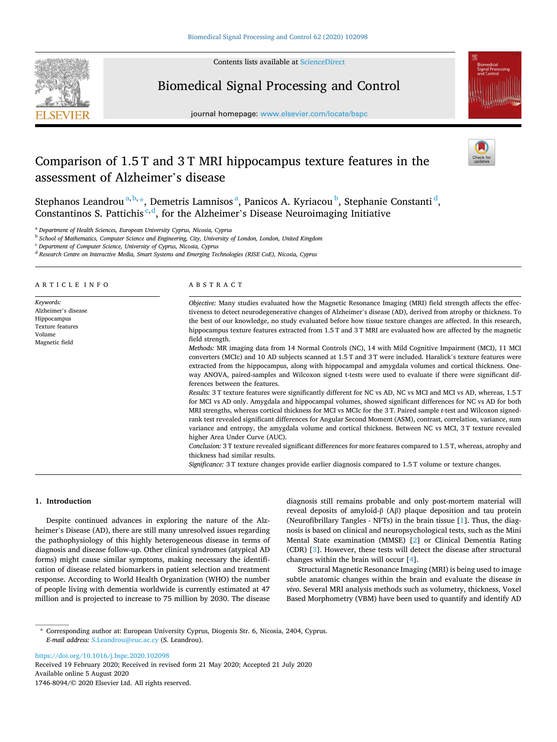# Comparison of 1.5 T and 3 T MRI hippocampus texture features in the assessment of Alzheimer's disease

Stephanos Leandrou [a,b,*], Demetris Lamnisos [a], Panicos A. Kyriacou [b], Stephanie Constanti [d], Constantinos S. Pattichis [c,d], for the Alzheimer's Disease Neuroimaging Initiative

[a] Department of Health Sciences, European University Cyprus, Nicosia, Cyprus
[b] School of Mathematics, Computer Science and Engineering, City, University of London, London, United Kingdom
[c] Department of Computer Science, University of Cyprus, Nicosia, Cyprus
[d] Research Centre on Interactive Media, Smart Systems and Emerging Technologies (RISE CoE), Nicosia, Cyprus

## ARTICLE INFO

*Keywords:*
Alzheimer's disease
Hippocampus
Texture features
Volume
Magnetic field

## ABSTRACT

*Objective:* Many studies evaluated how the Magnetic Resonance Imaging (MRI) field strength affects the effectiveness to detect neurodegenerative changes of Alzheimer's disease (AD), derived from atrophy or thickness. To the best of our knowledge, no study evaluated before how tissue texture changes are affected. In this research, hippocampus texture features extracted from 1.5 T and 3 T MRI are evaluated how are affected by the magnetic field strength.

*Methods:* MR imaging data from 14 Normal Controls (NC), 14 with Mild Cognitive Impairment (MCI), 11 MCI converters (MCIc) and 10 AD subjects scanned at 1.5 T and 3 T were included. Haralick's texture features were extracted from the hippocampus, along with hippocampal and amygdala volumes and cortical thickness. One-way ANOVA, paired-samples and Wilcoxon signed t-tests were used to evaluate if there were significant differences between the features.

*Results:* 3 T texture features were significantly different for NC vs AD, NC vs MCI and MCI vs AD, whereas, 1.5 T for MCI vs AD only. Amygdala and hippocampal volumes, showed significant differences for NC vs AD for both MRI strengths, whereas cortical thickness for MCI vs MCIc for the 3 T. Paired sample *t*-test and Wilcoxon signed-rank test revealed significant differences for Angular Second Moment (ASM), contrast, correlation, variance, sum variance and entropy, the amygdala volume and cortical thickness. Between NC vs MCI, 3 T texture revealed higher Area Under Curve (AUC).

*Conclusion:* 3 T texture revealed significant differences for more features compared to 1.5 T, whereas atrophy and thickness had similar results.

*Significance:* 3 T texture changes provide earlier diagnosis compared to 1.5 T volume or texture changes.

## 1. Introduction

Despite continued advances in exploring the nature of the Alzheimer's Disease (AD), there are still many unresolved issues regarding the pathophysiology of this highly heterogeneous disease in terms of diagnosis and disease follow-up. Other clinical syndromes (atypical AD forms) might cause similar symptoms, making necessary the identification of disease related biomarkers in patient selection and treatment response. According to World Health Organization (WHO) the number of people living with dementia worldwide is currently estimated at 47 million and is projected to increase to 75 million by 2030. The disease diagnosis still remains probable and only post-mortem material will reveal deposits of amyloid-β (Aβ) plaque deposition and tau protein (Neurofibrillary Tangles - NFTs) in the brain tissue [1]. Thus, the diagnosis is based on clinical and neuropsychological tests, such as the Mini Mental State examination (MMSE) [2] or Clinical Dementia Rating (CDR) [3]. However, these tests will detect the disease after structural changes within the brain will occur [4].

Structural Magnetic Resonance Imaging (MRI) is being used to image subtle anatomic changes within the brain and evaluate the disease *in vivo*. Several MRI analysis methods such as volumetry, thickness, Voxel Based Morphometry (VBM) have been used to quantify and identify AD

\* Corresponding author at: European University Cyprus, Diogenis Str. 6, Nicosia, 2404, Cyprus.
*E-mail address:* S.Leandrou@euc.ac.cy (S. Leandrou).

https://doi.org/10.1016/j.bspc.2020.102098
Received 19 February 2020; Received in revised form 21 May 2020; Accepted 21 July 2020
Available online 5 August 2020
1746-8094/© 2020 Elsevier Ltd. All rights reserved.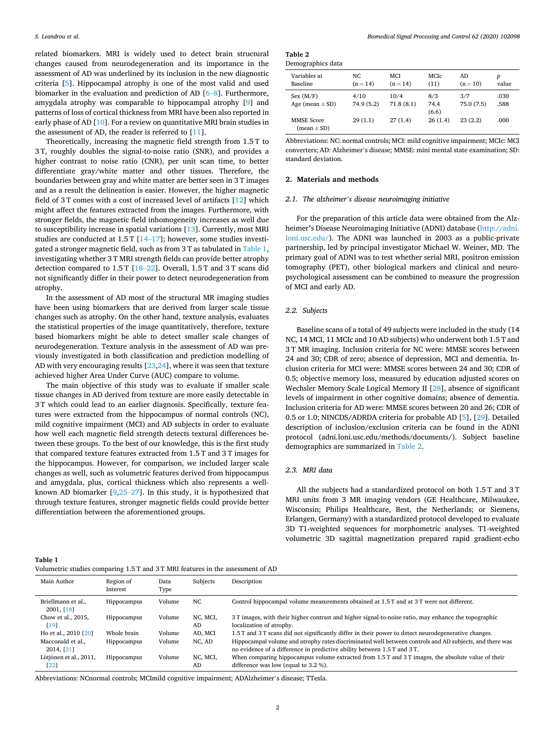related biomarkers. MRI is widely used to detect brain structural changes caused from neurodegeneration and its importance in the assessment of AD was underlined by its inclusion in the new diagnostic criteria [5]. Hippocampal atrophy is one of the most valid and used biomarker in the evaluation and prediction of AD [6–8]. Furthermore, amygdala atrophy was comparable to hippocampal atrophy [9] and patterns of loss of cortical thickness from MRI have been also reported in early phase of AD [10]. For a review on quantitative MRI brain studies in the assessment of AD, the reader is referred to [11].

Theoretically, increasing the magnetic field strength from 1.5 T to 3 T, roughly doubles the signal-to-noise ratio (SNR), and provides a higher contrast to noise ratio (CNR), per unit scan time, to better differentiate gray/white matter and other tissues. Therefore, the boundaries between gray and white matter are better seen in 3 T images and as a result the delineation is easier. However, the higher magnetic field of 3 T comes with a cost of increased level of artifacts [12] which might affect the features extracted from the images. Furthermore, with stronger fields, the magnetic field inhomogeneity increases as well due to susceptibility increase in spatial variations [13]. Currently, most MRI studies are conducted at 1.5 T [14–17]; however, some studies investigated a stronger magnetic field, such as from 3 T as tabulated in Table 1, investigating whether 3 T MRI strength fields can provide better atrophy detection compared to 1.5 T [18–22]. Overall, 1.5 T and 3 T scans did not significantly differ in their power to detect neurodegeneration from atrophy.

In the assessment of AD most of the structural MR imaging studies have been using biomarkers that are derived from larger scale tissue changes such as atrophy. On the other hand, texture analysis, evaluates the statistical properties of the image quantitatively, therefore, texture based biomarkers might be able to detect smaller scale changes of neurodegeneration. Texture analysis in the assessment of AD was previously investigated in both classification and prediction modelling of AD with very encouraging results [23,24], where it was seen that texture achieved higher Area Under Curve (AUC) compare to volume.

The main objective of this study was to evaluate if smaller scale tissue changes in AD derived from texture are more easily detectable in 3 T which could lead to an earlier diagnosis. Specifically, texture features were extracted from the hippocampus of normal controls (NC), mild cognitive impairment (MCI) and AD subjects in order to evaluate how well each magnetic field strength detects textural differences between these groups. To the best of our knowledge, this is the first study that compared texture features extracted from 1.5 T and 3 T images for the hippocampus. However, for comparison, we included larger scale changes as well, such as volumetric features derived from hippocampus and amygdala, plus, cortical thickness which also represents a well-known AD biomarker [9,25–27]. In this study, it is hypothesized that through texture features, stronger magnetic fields could provide better differentiation between the aforementioned groups.

**Table 2**
Demographics data

| Variables at Baseline | NC (n = 14) | MCI (n = 14) | MCIc (11) | AD (n = 10) | p value |
|---|---|---|---|---|---|
| Sex (M/F) | 4/10 | 10/4 | 8/3 | 3/7 | .030 |
| Age (mean ± SD) | 74.9 (5.2) | 71.8 (8.1) | 74.4 (6.6) | 75.0 (7.5) | .588 |
| MMSE Score (mean ± SD) | 29 (1.1) | 27 (1.4) | 26 (1.4) | 23 (2.2) | .000 |

Abbreviations: NC: normal controls; MCI: mild cognitive impairment; MCIc: MCI converters; AD: Alzheimer's disease; MMSE: mini mental state examination; SD: standard deviation.

## 2. Materials and methods

### 2.1. The alzheimer's disease neuroimaging initiative

For the preparation of this article data were obtained from the Alzheimer's Disease Neuroimaging Initiative (ADNI) database (http://adni.loni.usc.edu/). The ADNI was launched in 2003 as a public-private partnership, led by principal investigator Michael W. Weiner, MD. The primary goal of ADNI was to test whether serial MRI, positron emission tomography (PET), other biological markers and clinical and neuropsychological assessment can be combined to measure the progression of MCI and early AD.

### 2.2. Subjects

Baseline scans of a total of 49 subjects were included in the study (14 NC, 14 MCI, 11 MCIc and 10 AD subjects) who underwent both 1.5 T and 3 T MR imaging. Inclusion criteria for NC were: MMSE scores between 24 and 30; CDR of zero; absence of depression, MCI and dementia. Inclusion criteria for MCI were: MMSE scores between 24 and 30; CDR of 0.5; objective memory loss, measured by education adjusted scores on Wechsler Memory Scale Logical Memory II [28], absence of significant levels of impairment in other cognitive domains; absence of dementia. Inclusion criteria for AD were: MMSE scores between 20 and 26; CDR of 0.5 or 1.0; NINCDS/ADRDA criteria for probable AD [5], [29]. Detailed description of inclusion/exclusion criteria can be found in the ADNI protocol (adni.loni.usc.edu/methods/documents/). Subject baseline demographics are summarized in Table 2.

### 2.3. MRI data

All the subjects had a standardized protocol on both 1.5 T and 3 T MRI units from 3 MR imaging vendors (GE Healthcare, Milwaukee, Wisconsin; Philips Healthcare, Best, the Netherlands; or Siemens, Erlangen, Germany) with a standardized protocol developed to evaluate 3D T1-weighted sequences for morphometric analyses. T1-weighted volumetric 3D sagittal magnetization prepared rapid gradient-echo

**Table 1**
Volumetric studies comparing 1.5 T and 3 T MRI features in the assessment of AD

| Main Author | Region of Interest | Data Type | Subjects | Description |
|---|---|---|---|---|
| Briellmann et al., 2001, [18] | Hippocampus | Volume | NC | Control hippocampal volume measurements obtained at 1.5 T and at 3 T were not different. |
| Chow et al., 2015, [19] | Hippocampus | Volume | NC, MCI, AD | 3 T images, with their higher contrast and higher signal-to-noise ratio, may enhance the topographic localization of atrophy. |
| Ho et al., 2010 [20] | Whole brain | Volume | AD, MCI | 1.5 T and 3 T scans did not significantly differ in their power to detect neurodegenerative changes. |
| Macconald et al., 2014, [21] | Hippocampus | Volume | NC, AD | Hippocampal volume and atrophy rates discriminated well between controls and AD subjects, and there was no evidence of a difference in predictive ability between 1.5 T and 3 T. |
| Lötjönen et al., 2011, [22] | Hippocampus | Volume | NC, MCI, AD | When comparing hippocampus volume extracted from 1.5 T and 3 T images, the absolute value of their difference was low (equal to 3.2 %). |

Abbreviations: NCnormal controls; MCImild cognitive impairment; ADAlzheimer's disease; TTesla.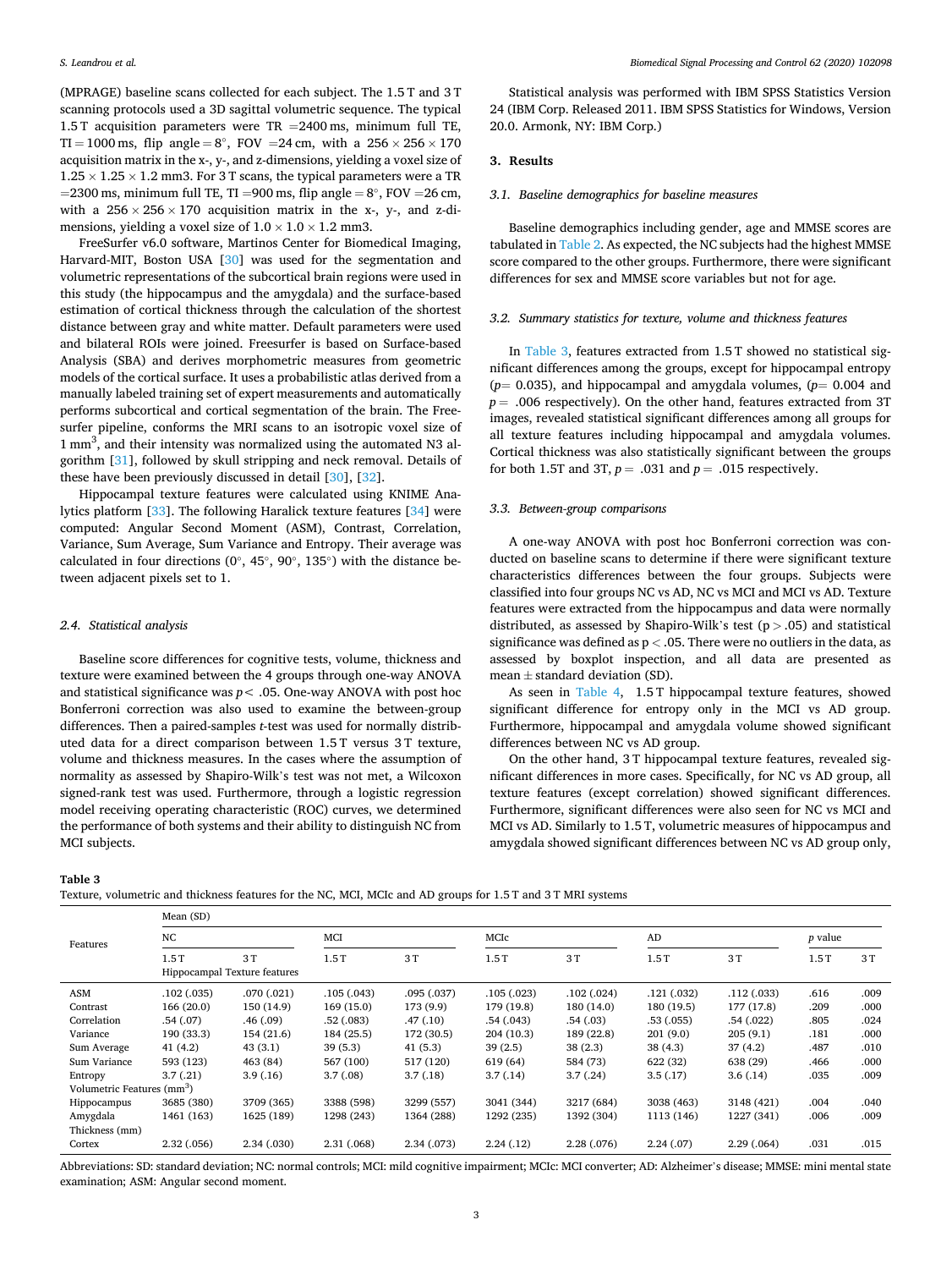(MPRAGE) baseline scans collected for each subject. The 1.5 T and 3 T scanning protocols used a 3D sagittal volumetric sequence. The typical 1.5 T acquisition parameters were TR =2400 ms, minimum full TE, TI = 1000 ms, flip angle = 8°, FOV =24 cm, with a 256 × 256 × 170 acquisition matrix in the x-, y-, and z-dimensions, yielding a voxel size of 1.25 × 1.25 × 1.2 mm3. For 3 T scans, the typical parameters were a TR =2300 ms, minimum full TE, TI =900 ms, flip angle = 8°, FOV =26 cm, with a 256 × 256 × 170 acquisition matrix in the x-, y-, and z-dimensions, yielding a voxel size of 1.0 × 1.0 × 1.2 mm3.

FreeSurfer v6.0 software, Martinos Center for Biomedical Imaging, Harvard-MIT, Boston USA [30] was used for the segmentation and volumetric representations of the subcortical brain regions were used in this study (the hippocampus and the amygdala) and the surface-based estimation of cortical thickness through the calculation of the shortest distance between gray and white matter. Default parameters were used and bilateral ROIs were joined. Freesurfer is based on Surface-based Analysis (SBA) and derives morphometric measures from geometric models of the cortical surface. It uses a probabilistic atlas derived from a manually labeled training set of expert measurements and automatically performs subcortical and cortical segmentation of the brain. The Freesurfer pipeline, conforms the MRI scans to an isotropic voxel size of 1 $mm^3$, and their intensity was normalized using the automated N3 algorithm [31], followed by skull stripping and neck removal. Details of these have been previously discussed in detail [30], [32].

Hippocampal texture features were calculated using KNIME Analytics platform [33]. The following Haralick texture features [34] were computed: Angular Second Moment (ASM), Contrast, Correlation, Variance, Sum Average, Sum Variance and Entropy. Their average was calculated in four directions (0°, 45°, 90°, 135°) with the distance between adjacent pixels set to 1.

### 2.4. Statistical analysis

Baseline score differences for cognitive tests, volume, thickness and texture were examined between the 4 groups through one-way ANOVA and statistical significance was $p < .05$. One-way ANOVA with post hoc Bonferroni correction was also used to examine the between-group differences. Then a paired-samples *t*-test was used for normally distributed data for a direct comparison between 1.5 T versus 3 T texture, volume and thickness measures. In the cases where the assumption of normality as assessed by Shapiro-Wilk's test was not met, a Wilcoxon signed-rank test was used. Furthermore, through a logistic regression model receiving operating characteristic (ROC) curves, we determined the performance of both systems and their ability to distinguish NC from MCI subjects.

Statistical analysis was performed with IBM SPSS Statistics Version 24 (IBM Corp. Released 2011. IBM SPSS Statistics for Windows, Version 20.0. Armonk, NY: IBM Corp.)

## 3. Results

### 3.1. Baseline demographics for baseline measures

Baseline demographics including gender, age and MMSE scores are tabulated in Table 2. As expected, the NC subjects had the highest MMSE score compared to the other groups. Furthermore, there were significant differences for sex and MMSE score variables but not for age.

### 3.2. Summary statistics for texture, volume and thickness features

In Table 3, features extracted from 1.5 T showed no statistical significant differences among the groups, except for hippocampal entropy ($p$= 0.035), and hippocampal and amygdala volumes, ($p$= 0.004 and $p$ = .006 respectively). On the other hand, features extracted from 3T images, revealed statistical significant differences among all groups for all texture features including hippocampal and amygdala volumes. Cortical thickness was also statistically significant between the groups for both 1.5T and 3T, $p$ = .031 and $p$ = .015 respectively.

### 3.3. Between-group comparisons

A one-way ANOVA with post hoc Bonferroni correction was conducted on baseline scans to determine if there were significant texture characteristics differences between the four groups. Subjects were classified into four groups NC vs AD, NC vs MCI and MCI vs AD. Texture features were extracted from the hippocampus and data were normally distributed, as assessed by Shapiro-Wilk's test ($p > .05$) and statistical significance was defined as $p < .05$. There were no outliers in the data, as assessed by boxplot inspection, and all data are presented as mean ± standard deviation (SD).

As seen in Table 4, 1.5 T hippocampal texture features, showed significant difference for entropy only in the MCI vs AD group. Furthermore, hippocampal and amygdala volume showed significant differences between NC vs AD group.

On the other hand, 3 T hippocampal texture features, revealed significant differences in more cases. Specifically, for NC vs AD group, all texture features (except correlation) showed significant differences. Furthermore, significant differences were also seen for NC vs MCI and MCI vs AD. Similarly to 1.5 T, volumetric measures of hippocampus and amygdala showed significant differences between NC vs AD group only,

**Table 3**
Texture, volumetric and thickness features for the NC, MCI, MCIc and AD groups for 1.5 T and 3 T MRI systems

| Features | Mean (SD) | | | | | | | | | |
|---|---|---|---|---|---|---|---|---|---|---|
| | NC | | MCI | | MCIc | | AD | | *p* value | |
| | 1.5 T | 3 T | 1.5 T | 3 T | 1.5 T | 3 T | 1.5 T | 3 T | 1.5 T | 3 T |
| Hippocampal Texture features | | | | | | | | | | |
| ASM | .102 (.035) | .070 (.021) | .105 (.043) | .095 (.037) | .105 (.023) | .102 (.024) | .121 (.032) | .112 (.033) | .616 | .009 |
| Contrast | 166 (20.0) | 150 (14.9) | 169 (15.0) | 173 (9.9) | 179 (19.8) | 180 (14.0) | 180 (19.5) | 177 (17.8) | .209 | .000 |
| Correlation | .54 (.07) | .46 (.09) | .52 (.083) | .47 (.10) | .54 (.043) | .54 (.03) | .53 (.055) | .54 (.022) | .805 | .024 |
| Variance | 190 (33.3) | 154 (21.6) | 184 (25.5) | 172 (30.5) | 204 (10.3) | 189 (22.8) | 201 (9.0) | 205 (9.1) | .181 | .000 |
| Sum Average | 41 (4.2) | 43 (3.1) | 39 (5.3) | 41 (5.3) | 39 (2.5) | 38 (2.3) | 38 (4.3) | 37 (4.2) | .487 | .010 |
| Sum Variance | 593 (123) | 463 (84) | 567 (100) | 517 (120) | 619 (64) | 584 (73) | 622 (32) | 638 (29) | .466 | .000 |
| Entropy | 3.7 (.21) | 3.9 (.16) | 3.7 (.08) | 3.7 (.18) | 3.7 (.14) | 3.7 (.24) | 3.5 (.17) | 3.6 (.14) | .035 | .009 |
| Volumetric Features ($mm^3$) | | | | | | | | | | |
| Hippocampus | 3685 (380) | 3709 (365) | 3388 (598) | 3299 (557) | 3041 (344) | 3217 (684) | 3038 (463) | 3148 (421) | .004 | .040 |
| Amygdala | 1461 (163) | 1625 (189) | 1298 (243) | 1364 (288) | 1292 (235) | 1392 (304) | 1113 (146) | 1227 (341) | .006 | .009 |
| Thickness (mm) | | | | | | | | | | |
| Cortex | 2.32 (.056) | 2.34 (.030) | 2.31 (.068) | 2.34 (.073) | 2.24 (.12) | 2.28 (.076) | 2.24 (.07) | 2.29 (.064) | .031 | .015 |

Abbreviations: SD: standard deviation; NC: normal controls; MCI: mild cognitive impairment; MCIc: MCI converter; AD: Alzheimer's disease; MMSE: mini mental state examination; ASM: Angular second moment.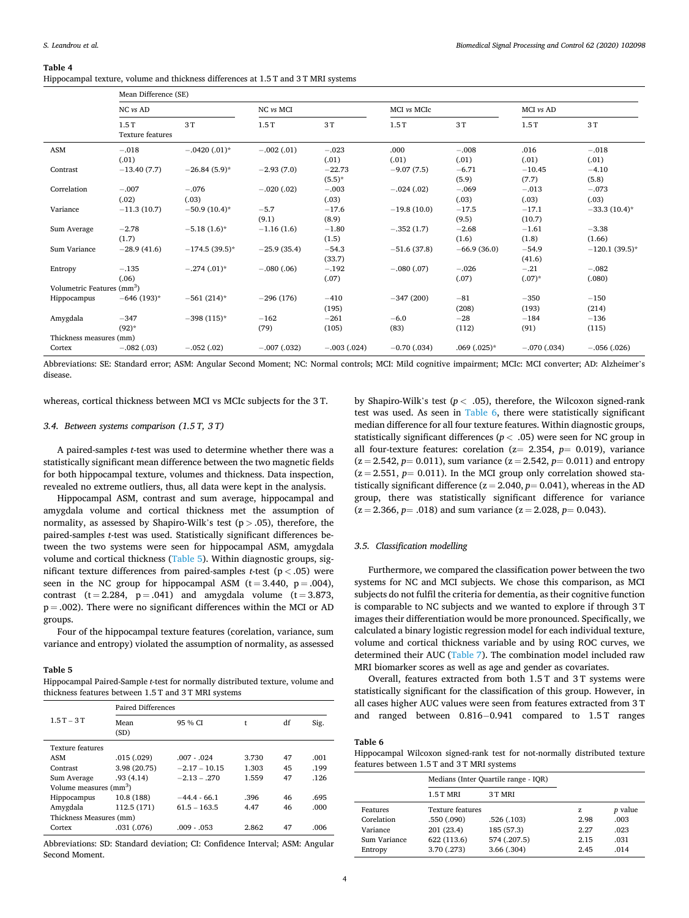**Table 4**
Hippocampal texture, volume and thickness differences at 1.5 T and 3 T MRI systems

| | Mean Difference (SE) | | | | | | | |
|---|---|---|---|---|---|---|---|---|
| | NC *vs* AD | | NC *vs* MCI | | MCI *vs* MCIc | | MCI *vs* AD | |
| | 1.5 T<br>Texture features | 3 T | 1.5 T | 3 T | 1.5 T | 3 T | 1.5 T | 3 T |
| ASM | −.018 (.01) | −.0420 (.01)* | −.002 (.01) | −.023 (.01) | .000 (.01) | −.008 (.01) | .016 (.01) | −.018 (.01) |
| Contrast | −13.40 (7.7) | −26.84 (5.9)* | −2.93 (7.0) | −22.73 (5.5)* | −9.07 (7.5) | −6.71 (5.9) | −10.45 (7.7) | −4.10 (5.8) |
| Correlation | −.007 (.02) | −.076 (.03) | −.020 (.02) | −.003 (.03) | −.024 (.02) | −.069 (.03) | −.013 (.03) | −.073 (.03) |
| Variance | −11.3 (10.7) | −50.9 (10.4)* | −5.7 (9.1) | −17.6 (8.9) | −19.8 (10.0) | −17.5 (9.5) | −17.1 (10.7) | −33.3 (10.4)* |
| Sum Average | −2.78 (1.7) | −5.18 (1.6)* | −1.16 (1.6) | −1.80 (1.5) | −.352 (1.7) | −2.68 (1.6) | −1.61 (1.8) | −3.38 (1.66) |
| Sum Variance | −28.9 (41.6) | −174.5 (39.5)* | −25.9 (35.4) | −54.3 (33.7) | −51.6 (37.8) | −66.9 (36.0) | −54.9 (41.6) | −120.1 (39.5)* |
| Entropy | −.135 (.06) | −.274 (.01)* | −.080 (.06) | −.192 (.07) | −.080 (.07) | −.026 (.07) | −.21 (.07)* | −.082 (.080) |
| Volumetric Features (mm$^3$) | | | | | | | | |
| Hippocampus | −646 (193)* | −561 (214)* | −296 (176) | −410 (195) | −347 (200) | −81 (208) | −350 (193) | −150 (214) |
| Amygdala | −347 (92)* | −398 (115)* | −162 (79) | −261 (105) | −6.0 (83) | −28 (112) | −184 (91) | −136 (115) |
| Thickness measures (mm) | | | | | | | | |
| Cortex | −.082 (.03) | −.052 (.02) | −.007 (.032) | −.003 (.024) | −0.70 (.034) | .069 (.025)* | −.070 (.034) | −.056 (.026) |

Abbreviations: SE: Standard error; ASM: Angular Second Moment; NC: Normal controls; MCI: Mild cognitive impairment; MCIc: MCI converter; AD: Alzheimer's disease.

whereas, cortical thickness between MCI vs MCIc subjects for the 3 T.

### 3.4. Between systems comparison (1.5 T, 3 T)

A paired-samples *t*-test was used to determine whether there was a statistically significant mean difference between the two magnetic fields for both hippocampal texture, volumes and thickness. Data inspection, revealed no extreme outliers, thus, all data were kept in the analysis.

Hippocampal ASM, contrast and sum average, hippocampal and amygdala volume and cortical thickness met the assumption of normality, as assessed by Shapiro-Wilk's test ($p > .05$), therefore, the paired-samples *t*-test was used. Statistically significant differences between the two systems were seen for hippocampal ASM, amygdala volume and cortical thickness (Table 5). Within diagnostic groups, significant texture differences from paired-samples *t*-test ($p < .05$) were seen in the NC group for hippocampal ASM ($t = 3.440$, $p = .004$), contrast ($t = 2.284$, $p = .041$) and amygdala volume ($t = 3.873$, $p = .002$). There were no significant differences within the MCI or AD groups.

Four of the hippocampal texture features (corelation, variance, sum variance and entropy) violated the assumption of normality, as assessed by Shapiro-Wilk's test ($p < .05$), therefore, the Wilcoxon signed-rank test was used. As seen in Table 6, there were statistically significant median difference for all four texture features. Within diagnostic groups, statistically significant differences ($p < .05$) were seen for NC group in all four-texture features: corelation ($z = 2.354$, $p = 0.019$), variance ($z = 2.542$, $p = 0.011$), sum variance ($z = 2.542$, $p = 0.011$) and entropy ($z = 2.551$, $p = 0.011$). In the MCI group only correlation showed statistically significant difference ($z = 2.040$, $p = 0.041$), whereas in the AD group, there was statistically significant difference for variance ($z = 2.366$, $p = .018$) and sum variance ($z = 2.028$, $p = 0.043$).

**Table 5**
Hippocampal Paired-Sample *t*-test for normally distributed texture, volume and thickness features between 1.5 T and 3 T MRI systems

| 1.5 T – 3 T | Paired Differences | | | | |
|---|---|---|---|---|---|
| | Mean (SD) | 95 % CI | t | df | Sig. |
| Texture features | | | | | |
| ASM | .015 (.029) | .007 - .024 | 3.730 | 47 | .001 |
| Contrast | 3.98 (20.75) | −2.17 – 10.15 | 1.303 | 45 | .199 |
| Sum Average | .93 (4.14) | −2.13 – .270 | 1.559 | 47 | .126 |
| Volume measures (mm$^3$) | | | | | |
| Hippocampus | 10.8 (188) | −44.4 - 66.1 | .396 | 46 | .695 |
| Amygdala | 112.5 (171) | 61.5 – 163.5 | 4.47 | 46 | .000 |
| Thickness Measures (mm) | | | | | |
| Cortex | .031 (.076) | .009 - .053 | 2.862 | 47 | .006 |

Abbreviations: SD: Standard deviation; CI: Confidence Interval; ASM: Angular Second Moment.

### 3.5. Classification modelling

Furthermore, we compared the classification power between the two systems for NC and MCI subjects. We chose this comparison, as MCI subjects do not fulfil the criteria for dementia, as their cognitive function is comparable to NC subjects and we wanted to explore if through 3 T images their differentiation would be more pronounced. Specifically, we calculated a binary logistic regression model for each individual texture, volume and cortical thickness variable and by using ROC curves, we determined their AUC (Table 7). The combination model included raw MRI biomarker scores as well as age and gender as covariates.

Overall, features extracted from both 1.5 T and 3 T systems were statistically significant for the classification of this group. However, in all cases higher AUC values were seen from features extracted from 3 T and ranged between 0.816−0.941 compared to 1.5 T ranges

**Table 6**
Hippocampal Wilcoxon signed-rank test for not-normally distributed texture features between 1.5 T and 3 T MRI systems

| | Medians (Inter Quartile range - IQR) | | | |
|---|---|---|---|---|
| | 1.5 T MRI | 3 T MRI | | |
| Features | Texture features | | z | *p* value |
| Corelation | .550 (.090) | .526 (.103) | 2.98 | .003 |
| Variance | 201 (23.4) | 185 (57.3) | 2.27 | .023 |
| Sum Variance | 622 (113.6) | 574 (.207.5) | 2.15 | .031 |
| Entropy | 3.70 (.273) | 3.66 (.304) | 2.45 | .014 |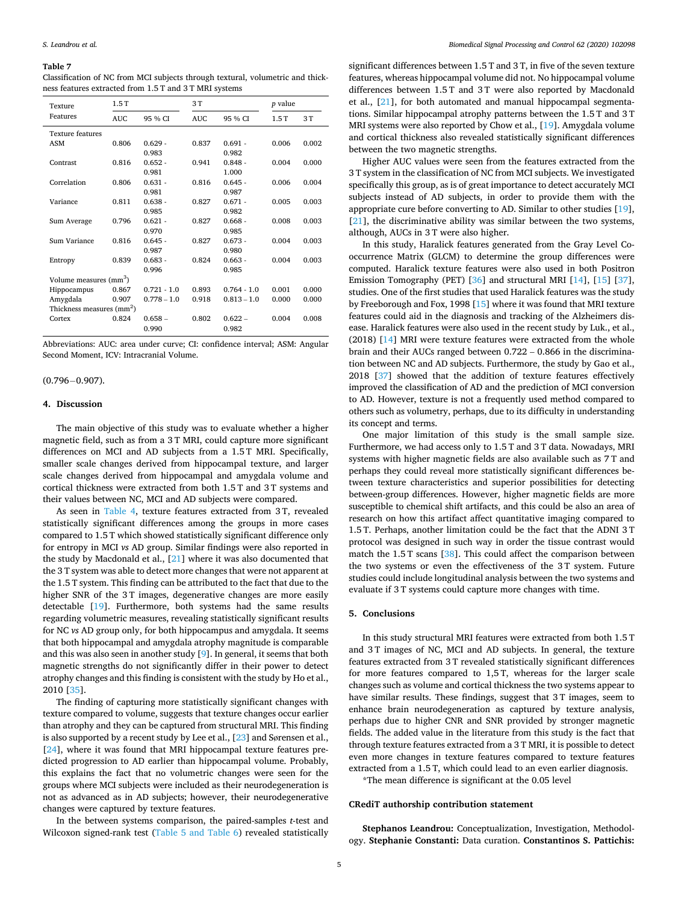**Table 7**
Classification of NC from MCI subjects through textural, volumetric and thickness features extracted from 1.5 T and 3 T MRI systems

| Texture Features | 1.5 T | | 3 T | | *p* value | |
|---|---|---|---|---|---|---|
| | AUC | 95 % CI | AUC | 95 % CI | 1.5 T | 3 T |
| Texture features | | | | | | |
| ASM | 0.806 | 0.629 - 0.983 | 0.837 | 0.691 - 0.982 | 0.006 | 0.002 |
| Contrast | 0.816 | 0.652 - 0.981 | 0.941 | 0.848 - 1.000 | 0.004 | 0.000 |
| Correlation | 0.806 | 0.631 - 0.981 | 0.816 | 0.645 - 0.987 | 0.006 | 0.004 |
| Variance | 0.811 | 0.638 - 0.985 | 0.827 | 0.671 - 0.982 | 0.005 | 0.003 |
| Sum Average | 0.796 | 0.621 - 0.970 | 0.827 | 0.668 - 0.985 | 0.008 | 0.003 |
| Sum Variance | 0.816 | 0.645 - 0.987 | 0.827 | 0.673 - 0.980 | 0.004 | 0.003 |
| Entropy | 0.839 | 0.683 - 0.996 | 0.824 | 0.663 - 0.985 | 0.004 | 0.003 |
| Volume measures ($mm^3$) | | | | | | |
| Hippocampus | 0.867 | 0.721 - 1.0 | 0.893 | 0.764 - 1.0 | 0.001 | 0.000 |
| Amygdala | 0.907 | 0.778 – 1.0 | 0.918 | 0.813 – 1.0 | 0.000 | 0.000 |
| Thickness measures ($mm^2$) | | | | | | |
| Cortex | 0.824 | 0.658 – 0.990 | 0.802 | 0.622 – 0.982 | 0.004 | 0.008 |

Abbreviations: AUC: area under curve; CI: confidence interval; ASM: Angular Second Moment, ICV: Intracranial Volume.

(0.796−0.907).

## 4. Discussion

The main objective of this study was to evaluate whether a higher magnetic field, such as from a 3 T MRI, could capture more significant differences on MCI and AD subjects from a 1.5 T MRI. Specifically, smaller scale changes derived from hippocampal texture, and larger scale changes derived from hippocampal and amygdala volume and cortical thickness were extracted from both 1.5 T and 3 T systems and their values between NC, MCI and AD subjects were compared.

As seen in Table 4, texture features extracted from 3 T, revealed statistically significant differences among the groups in more cases compared to 1.5 T which showed statistically significant difference only for entropy in MCI *vs* AD group. Similar findings were also reported in the study by Macdonald et al., [21] where it was also documented that the 3 T system was able to detect more changes that were not apparent at the 1.5 T system. This finding can be attributed to the fact that due to the higher SNR of the 3 T images, degenerative changes are more easily detectable [19]. Furthermore, both systems had the same results regarding volumetric measures, revealing statistically significant results for NC *vs* AD group only, for both hippocampus and amygdala. It seems that both hippocampal and amygdala atrophy magnitude is comparable and this was also seen in another study [9]. In general, it seems that both magnetic strengths do not significantly differ in their power to detect atrophy changes and this finding is consistent with the study by Ho et al., 2010 [35].

The finding of capturing more statistically significant changes with texture compared to volume, suggests that texture changes occur earlier than atrophy and they can be captured from structural MRI. This finding is also supported by a recent study by Lee et al., [23] and Sørensen et al., [24], where it was found that MRI hippocampal texture features predicted progression to AD earlier than hippocampal volume. Probably, this explains the fact that no volumetric changes were seen for the groups where MCI subjects were included as their neurodegeneration is not as advanced as in AD subjects; however, their neurodegenerative changes were captured by texture features.

In the between systems comparison, the paired-samples *t*-test and Wilcoxon signed-rank test (Table 5 and Table 6) revealed statistically significant differences between 1.5 T and 3 T, in five of the seven texture features, whereas hippocampal volume did not. No hippocampal volume differences between 1.5 T and 3 T were also reported by Macdonald et al., [21], for both automated and manual hippocampal segmentations. Similar hippocampal atrophy patterns between the 1.5 T and 3 T MRI systems were also reported by Chow et al., [19]. Amygdala volume and cortical thickness also revealed statistically significant differences between the two magnetic strengths.

Higher AUC values were seen from the features extracted from the 3 T system in the classification of NC from MCI subjects. We investigated specifically this group, as is of great importance to detect accurately MCI subjects instead of AD subjects, in order to provide them with the appropriate cure before converting to AD. Similar to other studies [19], [21], the discriminative ability was similar between the two systems, although, AUCs in 3 T were also higher.

In this study, Haralick features generated from the Gray Level Co-occurrence Matrix (GLCM) to determine the group differences were computed. Haralick texture features were also used in both Positron Emission Tomography (PET) [36] and structural MRI [14], [15] [37], studies. One of the first studies that used Haralick features was the study by Freeborough and Fox, 1998 [15] where it was found that MRI texture features could aid in the diagnosis and tracking of the Alzheimers disease. Haralick features were also used in the recent study by Luk., et al., (2018) [14] MRI were texture features were extracted from the whole brain and their AUCs ranged between 0.722 – 0.866 in the discrimination between NC and AD subjects. Furthermore, the study by Gao et al., 2018 [37] showed that the addition of texture features effectively improved the classification of AD and the prediction of MCI conversion to AD. However, texture is not a frequently used method compared to others such as volumetry, perhaps, due to its difficulty in understanding its concept and terms.

One major limitation of this study is the small sample size. Furthermore, we had access only to 1.5 T and 3 T data. Nowadays, MRI systems with higher magnetic fields are also available such as 7 T and perhaps they could reveal more statistically significant differences between texture characteristics and superior possibilities for detecting between-group differences. However, higher magnetic fields are more susceptible to chemical shift artifacts, and this could be also an area of research on how this artifact affect quantitative imaging compared to 1.5 T. Perhaps, another limitation could be the fact that the ADNI 3 T protocol was designed in such way in order the tissue contrast would match the 1.5 T scans [38]. This could affect the comparison between the two systems or even the effectiveness of the 3 T system. Future studies could include longitudinal analysis between the two systems and evaluate if 3 T systems could capture more changes with time.

## 5. Conclusions

In this study structural MRI features were extracted from both 1.5 T and 3 T images of NC, MCI and AD subjects. In general, the texture features extracted from 3 T revealed statistically significant differences for more features compared to 1,5 T, whereas for the larger scale changes such as volume and cortical thickness the two systems appear to have similar results. These findings, suggest that 3 T images, seem to enhance brain neurodegeneration as captured by texture analysis, perhaps due to higher CNR and SNR provided by stronger magnetic fields. The added value in the literature from this study is the fact that through texture features extracted from a 3 T MRI, it is possible to detect even more changes in texture features compared to texture features extracted from a 1.5 T, which could lead to an even earlier diagnosis.

*The mean difference is significant at the 0.05 level

## CRediT authorship contribution statement

**Stephanos Leandrou:** Conceptualization, Investigation, Methodology. **Stephanie Constanti:** Data curation. **Constantinos S. Pattichis:**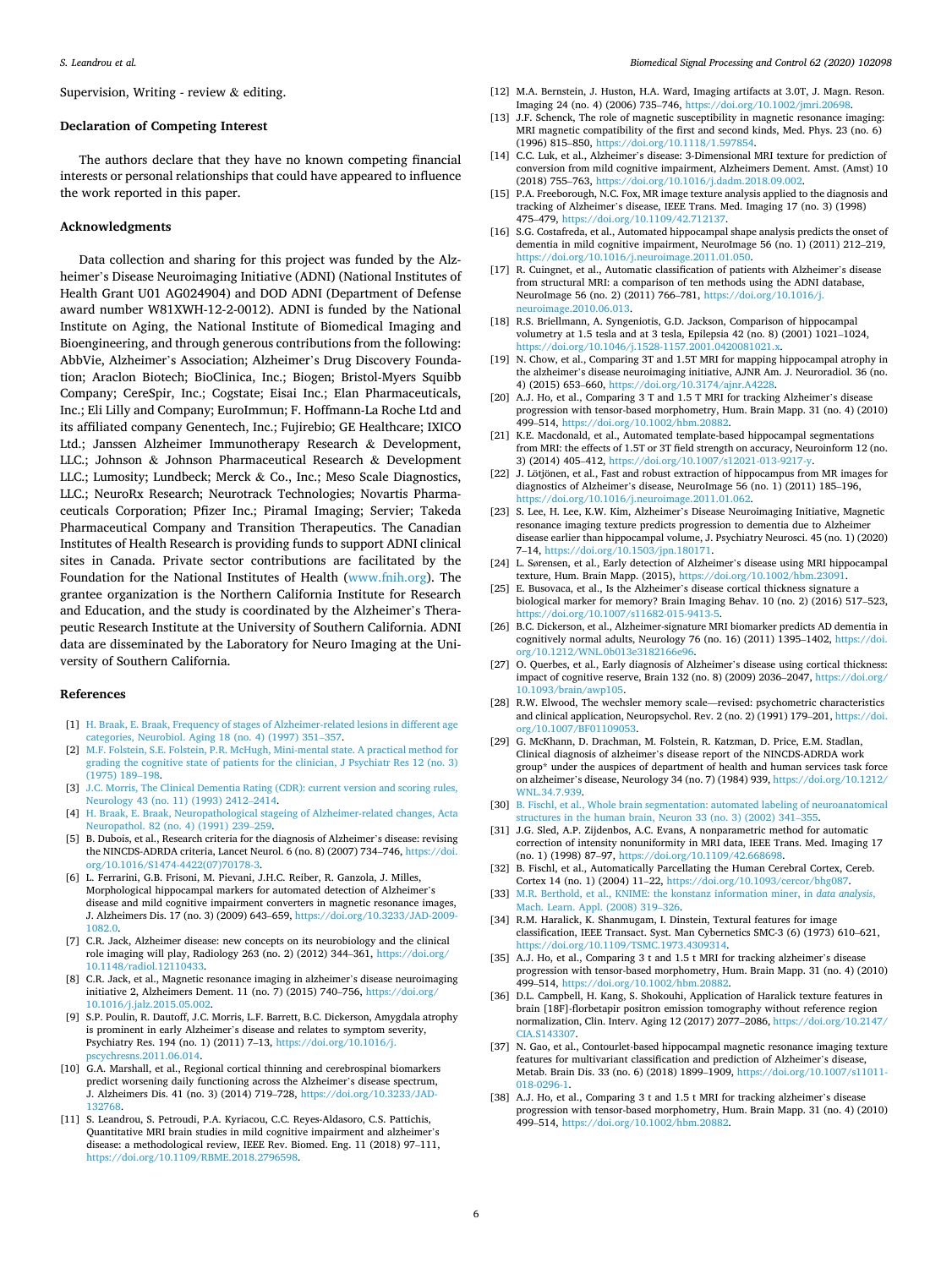Supervision, Writing - review & editing.

## Declaration of Competing Interest

The authors declare that they have no known competing financial interests or personal relationships that could have appeared to influence the work reported in this paper.

## Acknowledgments

Data collection and sharing for this project was funded by the Alzheimer's Disease Neuroimaging Initiative (ADNI) (National Institutes of Health Grant U01 AG024904) and DOD ADNI (Department of Defense award number W81XWH-12-2-0012). ADNI is funded by the National Institute on Aging, the National Institute of Biomedical Imaging and Bioengineering, and through generous contributions from the following: AbbVie, Alzheimer's Association; Alzheimer's Drug Discovery Foundation; Araclon Biotech; BioClinica, Inc.; Biogen; Bristol-Myers Squibb Company; CereSpir, Inc.; Cogstate; Eisai Inc.; Elan Pharmaceuticals, Inc.; Eli Lilly and Company; EuroImmun; F. Hoffmann-La Roche Ltd and its affiliated company Genentech, Inc.; Fujirebio; GE Healthcare; IXICO Ltd.; Janssen Alzheimer Immunotherapy Research & Development, LLC.; Johnson & Johnson Pharmaceutical Research & Development LLC.; Lumosity; Lundbeck; Merck & Co., Inc.; Meso Scale Diagnostics, LLC.; NeuroRx Research; Neurotrack Technologies; Novartis Pharmaceuticals Corporation; Pfizer Inc.; Piramal Imaging; Servier; Takeda Pharmaceutical Company and Transition Therapeutics. The Canadian Institutes of Health Research is providing funds to support ADNI clinical sites in Canada. Private sector contributions are facilitated by the Foundation for the National Institutes of Health (www.fnih.org). The grantee organization is the Northern California Institute for Research and Education, and the study is coordinated by the Alzheimer's Therapeutic Research Institute at the University of Southern California. ADNI data are disseminated by the Laboratory for Neuro Imaging at the University of Southern California.

## References

[1] H. Braak, E. Braak, Frequency of stages of Alzheimer-related lesions in different age categories, Neurobiol. Aging 18 (no. 4) (1997) 351–357.

[2] M.F. Folstein, S.E. Folstein, P.R. McHugh, Mini-mental state. A practical method for grading the cognitive state of patients for the clinician, J Psychiatr Res 12 (no. 3) (1975) 189–198.

[3] J.C. Morris, The Clinical Dementia Rating (CDR): current version and scoring rules, Neurology 43 (no. 11) (1993) 2412–2414.

[4] H. Braak, E. Braak, Neuropathological stageing of Alzheimer-related changes, Acta Neuropathol. 82 (no. 4) (1991) 239–259.

[5] B. Dubois, et al., Research criteria for the diagnosis of Alzheimer's disease: revising the NINCDS-ADRDA criteria, Lancet Neurol. 6 (no. 8) (2007) 734–746, https://doi.org/10.1016/S1474-4422(07)70178-3.

[6] L. Ferrarini, G.B. Frisoni, M. Pievani, J.H.C. Reiber, R. Ganzola, J. Milles, Morphological hippocampal markers for automated detection of Alzheimer's disease and mild cognitive impairment converters in magnetic resonance images, J. Alzheimers Dis. 17 (no. 3) (2009) 643–659, https://doi.org/10.3233/JAD-2009-1082.0.

[7] C.R. Jack, Alzheimer disease: new concepts on its neurobiology and the clinical role imaging will play, Radiology 263 (no. 2) (2012) 344–361, https://doi.org/10.1148/radiol.12110433.

[8] C.R. Jack, et al., Magnetic resonance imaging in alzheimer's disease neuroimaging initiative 2, Alzheimers Dement. 11 (no. 7) (2015) 740–756, https://doi.org/10.1016/j.jalz.2015.05.002.

[9] S.P. Poulin, R. Dautoff, J.C. Morris, L.F. Barrett, B.C. Dickerson, Amygdala atrophy is prominent in early Alzheimer's disease and relates to symptom severity, Psychiatry Res. 194 (no. 1) (2011) 7–13, https://doi.org/10.1016/j.pscychresns.2011.06.014.

[10] G.A. Marshall, et al., Regional cortical thinning and cerebrospinal biomarkers predict worsening daily functioning across the Alzheimer's disease spectrum, J. Alzheimers Dis. 41 (no. 3) (2014) 719–728, https://doi.org/10.3233/JAD-132768.

[11] S. Leandrou, S. Petroudi, P.A. Kyriacou, C.C. Reyes-Aldasoro, C.S. Pattichis, Quantitative MRI brain studies in mild cognitive impairment and alzheimer's disease: a methodological review, IEEE Rev. Biomed. Eng. 11 (2018) 97–111, https://doi.org/10.1109/RBME.2018.2796598.

[12] M.A. Bernstein, J. Huston, H.A. Ward, Imaging artifacts at 3.0T, J. Magn. Reson. Imaging 24 (no. 4) (2006) 735–746, https://doi.org/10.1002/jmri.20698.

[13] J.F. Schenck, The role of magnetic susceptibility in magnetic resonance imaging: MRI magnetic compatibility of the first and second kinds, Med. Phys. 23 (no. 6) (1996) 815–850, https://doi.org/10.1118/1.597854.

[14] C.C. Luk, et al., Alzheimer's disease: 3-Dimensional MRI texture for prediction of conversion from mild cognitive impairment, Alzheimers Dement. Amst. (Amst) 10 (2018) 755–763, https://doi.org/10.1016/j.dadm.2018.09.002.

[15] P.A. Freeborough, N.C. Fox, MR image texture analysis applied to the diagnosis and tracking of Alzheimer's disease, IEEE Trans. Med. Imaging 17 (no. 3) (1998) 475–479, https://doi.org/10.1109/42.712137.

[16] S.G. Costafreda, et al., Automated hippocampal shape analysis predicts the onset of dementia in mild cognitive impairment, NeuroImage 56 (no. 1) (2011) 212–219, https://doi.org/10.1016/j.neuroimage.2011.01.050.

[17] R. Cuingnet, et al., Automatic classification of patients with Alzheimer's disease from structural MRI: a comparison of ten methods using the ADNI database, NeuroImage 56 (no. 2) (2011) 766–781, https://doi.org/10.1016/j.neuroimage.2010.06.013.

[18] R.S. Briellmann, A. Syngeniotis, G.D. Jackson, Comparison of hippocampal volumetry at 1.5 tesla and at 3 tesla, Epilepsia 42 (no. 8) (2001) 1021–1024, https://doi.org/10.1046/j.1528-1157.2001.0420081021.x.

[19] N. Chow, et al., Comparing 3T and 1.5T MRI for mapping hippocampal atrophy in the alzheimer's disease neuroimaging initiative, AJNR Am. J. Neuroradiol. 36 (no. 4) (2015) 653–660, https://doi.org/10.3174/ajnr.A4228.

[20] A.J. Ho, et al., Comparing 3 T and 1.5 T MRI for tracking Alzheimer's disease progression with tensor-based morphometry, Hum. Brain Mapp. 31 (no. 4) (2010) 499–514, https://doi.org/10.1002/hbm.20882.

[21] K.E. Macdonald, et al., Automated template-based hippocampal segmentations from MRI: the effects of 1.5T or 3T field strength on accuracy, Neuroinform 12 (no. 3) (2014) 405–412, https://doi.org/10.1007/s12021-013-9217-y.

[22] J. Lötjönen, et al., Fast and robust extraction of hippocampus from MR images for diagnostics of Alzheimer's disease, NeuroImage 56 (no. 1) (2011) 185–196, https://doi.org/10.1016/j.neuroimage.2011.01.062.

[23] S. Lee, H. Lee, K.W. Kim, Alzheimer's Disease Neuroimaging Initiative, Magnetic resonance imaging texture predicts progression to dementia due to Alzheimer disease earlier than hippocampal volume, J. Psychiatry Neurosci. 45 (no. 1) (2020) 7–14, https://doi.org/10.1503/jpn.180171.

[24] L. Sørensen, et al., Early detection of Alzheimer's disease using MRI hippocampal texture, Hum. Brain Mapp. (2015), https://doi.org/10.1002/hbm.23091.

[25] E. Busovaca, et al., Is the Alzheimer's disease cortical thickness signature a biological marker for memory? Brain Imaging Behav. 10 (no. 2) (2016) 517–523, https://doi.org/10.1007/s11682-015-9413-5.

[26] B.C. Dickerson, et al., Alzheimer-signature MRI biomarker predicts AD dementia in cognitively normal adults, Neurology 76 (no. 16) (2011) 1395–1402, https://doi.org/10.1212/WNL.0b013e3182166e96.

[27] O. Querbes, et al., Early diagnosis of Alzheimer's disease using cortical thickness: impact of cognitive reserve, Brain 132 (no. 8) (2009) 2036–2047, https://doi.org/10.1093/brain/awp105.

[28] R.W. Elwood, The wechsler memory scale—revised: psychometric characteristics and clinical application, Neuropsychol. Rev. 2 (no. 2) (1991) 179–201, https://doi.org/10.1007/BF01109053.

[29] G. McKhann, D. Drachman, M. Folstein, R. Katzman, D. Price, E.M. Stadlan, Clinical diagnosis of alzheimer's disease report of the NINCDS-ADRDA work group* under the auspices of department of health and human services task force on alzheimer's disease, Neurology 34 (no. 7) (1984) 939, https://doi.org/10.1212/WNL.34.7.939.

[30] B. Fischl, et al., Whole brain segmentation: automated labeling of neuroanatomical structures in the human brain, Neuron 33 (no. 3) (2002) 341–355.

[31] J.G. Sled, A.P. Zijdenbos, A.C. Evans, A nonparametric method for automatic correction of intensity nonuniformity in MRI data, IEEE Trans. Med. Imaging 17 (no. 1) (1998) 87–97, https://doi.org/10.1109/42.668698.

[32] B. Fischl, et al., Automatically Parcellating the Human Cerebral Cortex, Cereb. Cortex 14 (no. 1) (2004) 11–22, https://doi.org/10.1093/cercor/bhg087.

[33] M.R. Berthold, et al., KNIME: the konstanz information miner, in *data analysis, Mach. Learn. Appl.* (2008) 319–326.

[34] R.M. Haralick, K. Shanmugam, I. Dinstein, Textural features for image classification, IEEE Transact. Syst. Man Cybernetics SMC-3 (6) (1973) 610–621, https://doi.org/10.1109/TSMC.1973.4309314.

[35] A.J. Ho, et al., Comparing 3 t and 1.5 t MRI for tracking alzheimer's disease progression with tensor-based morphometry, Hum. Brain Mapp. 31 (no. 4) (2010) 499–514, https://doi.org/10.1002/hbm.20882.

[36] D.L. Campbell, H. Kang, S. Shokouhi, Application of Haralick texture features in brain [18F]-florbetapir positron emission tomography without reference region normalization, Clin. Interv. Aging 12 (2017) 2077–2086, https://doi.org/10.2147/CIA.S143307.

[37] N. Gao, et al., Contourlet-based hippocampal magnetic resonance imaging texture features for multivariant classification and prediction of Alzheimer's disease, Metab. Brain Dis. 33 (no. 6) (2018) 1899–1909, https://doi.org/10.1007/s11011-018-0296-1.

[38] A.J. Ho, et al., Comparing 3 t and 1.5 t MRI for tracking alzheimer's disease progression with tensor-based morphometry, Hum. Brain Mapp. 31 (no. 4) (2010) 499–514, https://doi.org/10.1002/hbm.20882.